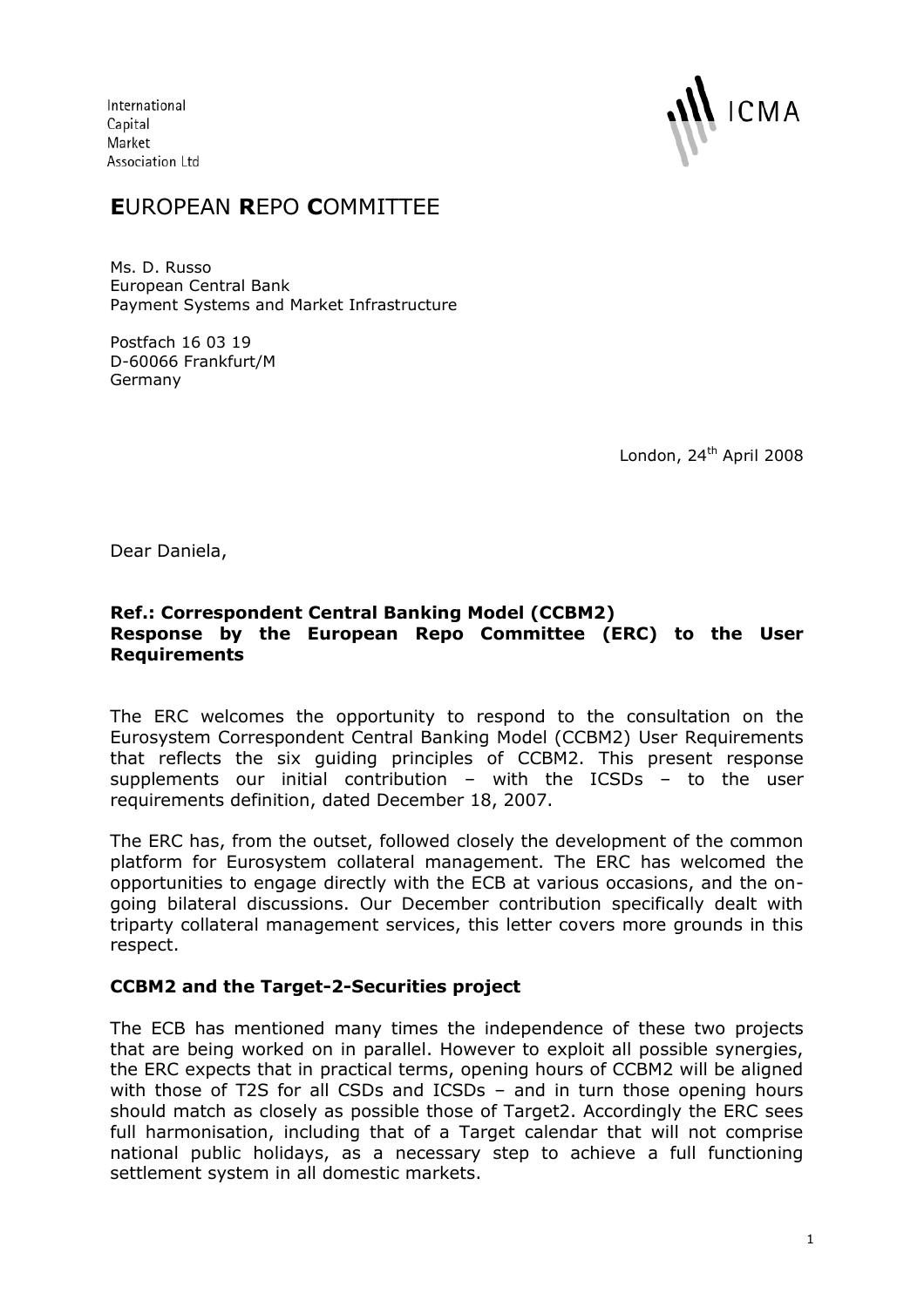International
Capital
Market
Association Ltd

ICMA

# **E**UROPEAN **R**EPO **C**OMMITTEE

Ms. D. Russo
European Central Bank
Payment Systems and Market Infrastructure

Postfach 16 03 19
D-60066 Frankfurt/M
Germany

London, 24th April 2008

Dear Daniela,

**Ref.: Correspondent Central Banking Model (CCBM2)**
**Response by the European Repo Committee (ERC) to the User Requirements**

The ERC welcomes the opportunity to respond to the consultation on the Eurosystem Correspondent Central Banking Model (CCBM2) User Requirements that reflects the six guiding principles of CCBM2. This present response supplements our initial contribution – with the ICSDs – to the user requirements definition, dated December 18, 2007.

The ERC has, from the outset, followed closely the development of the common platform for Eurosystem collateral management. The ERC has welcomed the opportunities to engage directly with the ECB at various occasions, and the on-going bilateral discussions. Our December contribution specifically dealt with triparty collateral management services, this letter covers more grounds in this respect.

**CCBM2 and the Target-2-Securities project**

The ECB has mentioned many times the independence of these two projects that are being worked on in parallel. However to exploit all possible synergies, the ERC expects that in practical terms, opening hours of CCBM2 will be aligned with those of T2S for all CSDs and ICSDs – and in turn those opening hours should match as closely as possible those of Target2. Accordingly the ERC sees full harmonisation, including that of a Target calendar that will not comprise national public holidays, as a necessary step to achieve a full functioning settlement system in all domestic markets.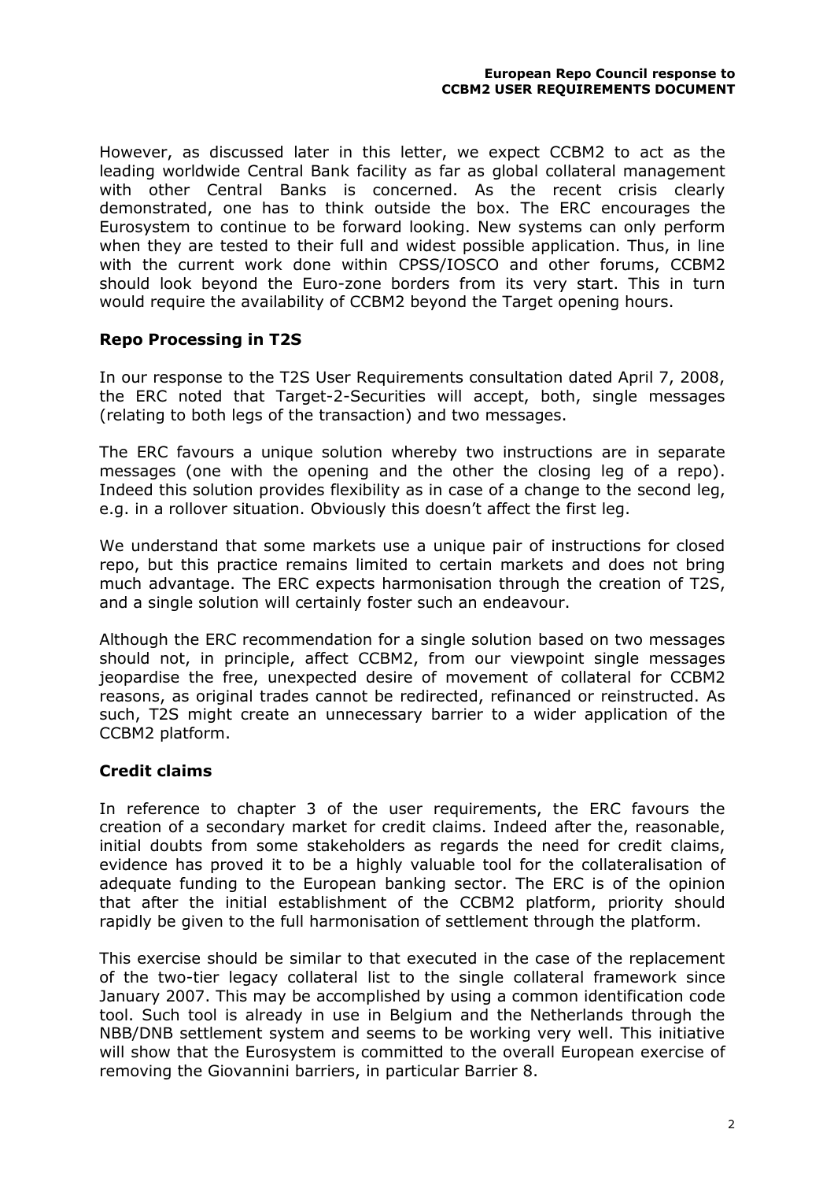However, as discussed later in this letter, we expect CCBM2 to act as the leading worldwide Central Bank facility as far as global collateral management with other Central Banks is concerned. As the recent crisis clearly demonstrated, one has to think outside the box. The ERC encourages the Eurosystem to continue to be forward looking. New systems can only perform when they are tested to their full and widest possible application. Thus, in line with the current work done within CPSS/IOSCO and other forums, CCBM2 should look beyond the Euro-zone borders from its very start. This in turn would require the availability of CCBM2 beyond the Target opening hours.

## Repo Processing in T2S

In our response to the T2S User Requirements consultation dated April 7, 2008, the ERC noted that Target-2-Securities will accept, both, single messages (relating to both legs of the transaction) and two messages.

The ERC favours a unique solution whereby two instructions are in separate messages (one with the opening and the other the closing leg of a repo). Indeed this solution provides flexibility as in case of a change to the second leg, e.g. in a rollover situation. Obviously this doesn't affect the first leg.

We understand that some markets use a unique pair of instructions for closed repo, but this practice remains limited to certain markets and does not bring much advantage. The ERC expects harmonisation through the creation of T2S, and a single solution will certainly foster such an endeavour.

Although the ERC recommendation for a single solution based on two messages should not, in principle, affect CCBM2, from our viewpoint single messages jeopardise the free, unexpected desire of movement of collateral for CCBM2 reasons, as original trades cannot be redirected, refinanced or reinstructed. As such, T2S might create an unnecessary barrier to a wider application of the CCBM2 platform.

## Credit claims

In reference to chapter 3 of the user requirements, the ERC favours the creation of a secondary market for credit claims. Indeed after the, reasonable, initial doubts from some stakeholders as regards the need for credit claims, evidence has proved it to be a highly valuable tool for the collateralisation of adequate funding to the European banking sector. The ERC is of the opinion that after the initial establishment of the CCBM2 platform, priority should rapidly be given to the full harmonisation of settlement through the platform.

This exercise should be similar to that executed in the case of the replacement of the two-tier legacy collateral list to the single collateral framework since January 2007. This may be accomplished by using a common identification code tool. Such tool is already in use in Belgium and the Netherlands through the NBB/DNB settlement system and seems to be working very well. This initiative will show that the Eurosystem is committed to the overall European exercise of removing the Giovannini barriers, in particular Barrier 8.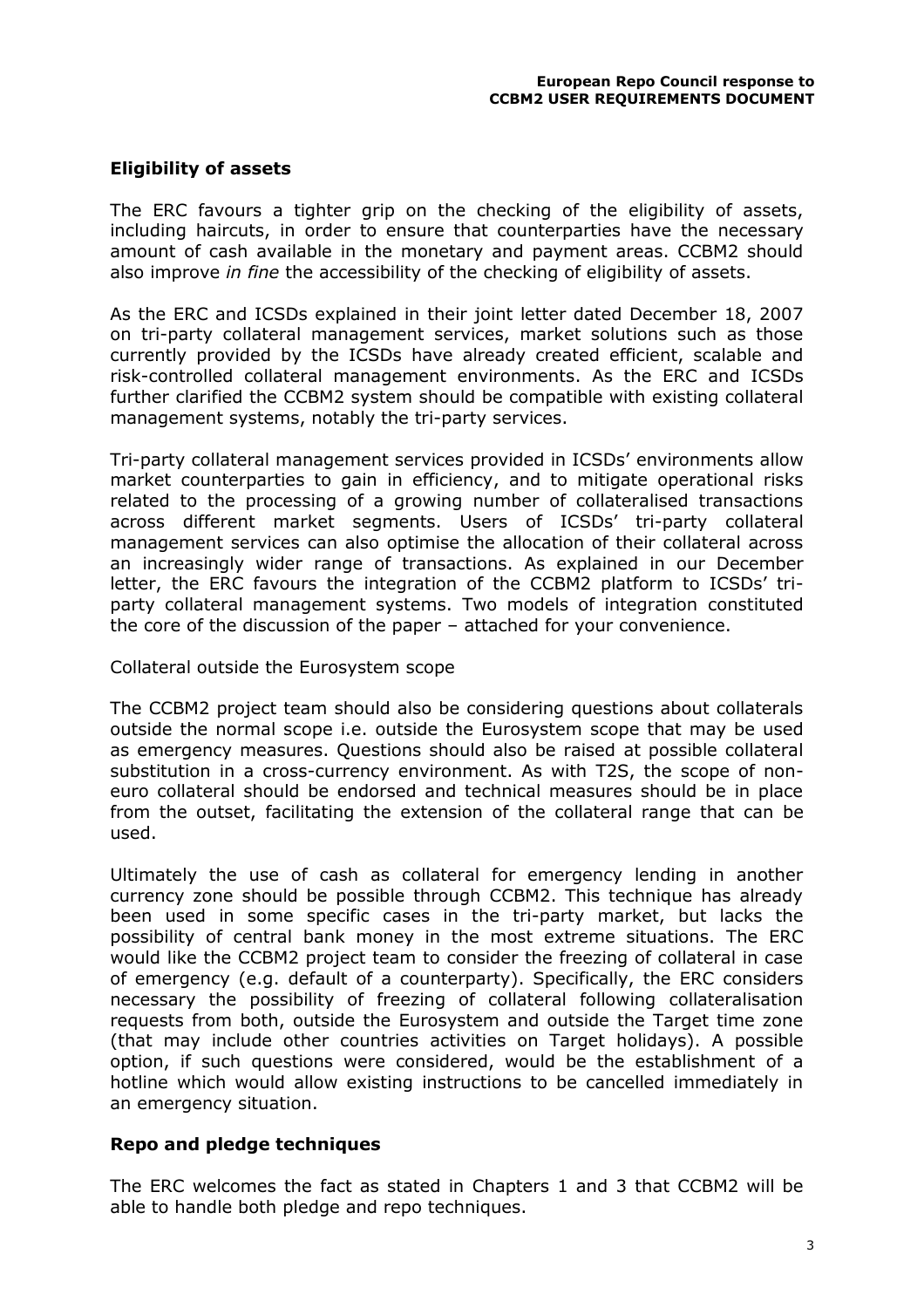## Eligibility of assets

The ERC favours a tighter grip on the checking of the eligibility of assets, including haircuts, in order to ensure that counterparties have the necessary amount of cash available in the monetary and payment areas. CCBM2 should also improve *in fine* the accessibility of the checking of eligibility of assets.

As the ERC and ICSDs explained in their joint letter dated December 18, 2007 on tri-party collateral management services, market solutions such as those currently provided by the ICSDs have already created efficient, scalable and risk-controlled collateral management environments. As the ERC and ICSDs further clarified the CCBM2 system should be compatible with existing collateral management systems, notably the tri-party services.

Tri-party collateral management services provided in ICSDs' environments allow market counterparties to gain in efficiency, and to mitigate operational risks related to the processing of a growing number of collateralised transactions across different market segments. Users of ICSDs' tri-party collateral management services can also optimise the allocation of their collateral across an increasingly wider range of transactions. As explained in our December letter, the ERC favours the integration of the CCBM2 platform to ICSDs' tri-party collateral management systems. Two models of integration constituted the core of the discussion of the paper – attached for your convenience.

Collateral outside the Eurosystem scope

The CCBM2 project team should also be considering questions about collaterals outside the normal scope i.e. outside the Eurosystem scope that may be used as emergency measures. Questions should also be raised at possible collateral substitution in a cross-currency environment. As with T2S, the scope of non-euro collateral should be endorsed and technical measures should be in place from the outset, facilitating the extension of the collateral range that can be used.

Ultimately the use of cash as collateral for emergency lending in another currency zone should be possible through CCBM2. This technique has already been used in some specific cases in the tri-party market, but lacks the possibility of central bank money in the most extreme situations. The ERC would like the CCBM2 project team to consider the freezing of collateral in case of emergency (e.g. default of a counterparty). Specifically, the ERC considers necessary the possibility of freezing of collateral following collateralisation requests from both, outside the Eurosystem and outside the Target time zone (that may include other countries activities on Target holidays). A possible option, if such questions were considered, would be the establishment of a hotline which would allow existing instructions to be cancelled immediately in an emergency situation.

## Repo and pledge techniques

The ERC welcomes the fact as stated in Chapters 1 and 3 that CCBM2 will be able to handle both pledge and repo techniques.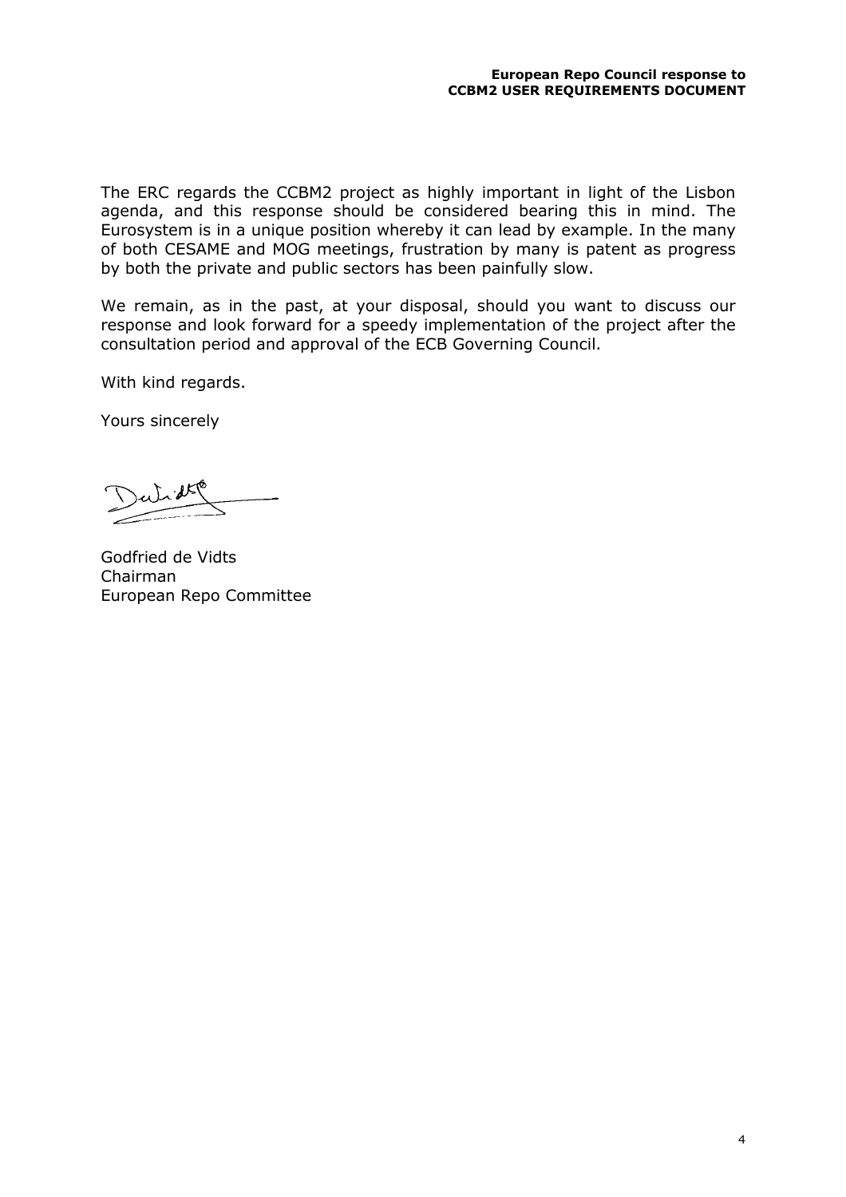The ERC regards the CCBM2 project as highly important in light of the Lisbon agenda, and this response should be considered bearing this in mind. The Eurosystem is in a unique position whereby it can lead by example. In the many of both CESAME and MOG meetings, frustration by many is patent as progress by both the private and public sectors has been painfully slow.

We remain, as in the past, at your disposal, should you want to discuss our response and look forward for a speedy implementation of the project after the consultation period and approval of the ECB Governing Council.

With kind regards.

Yours sincerely

Godfried de Vidts
Chairman
European Repo Committee